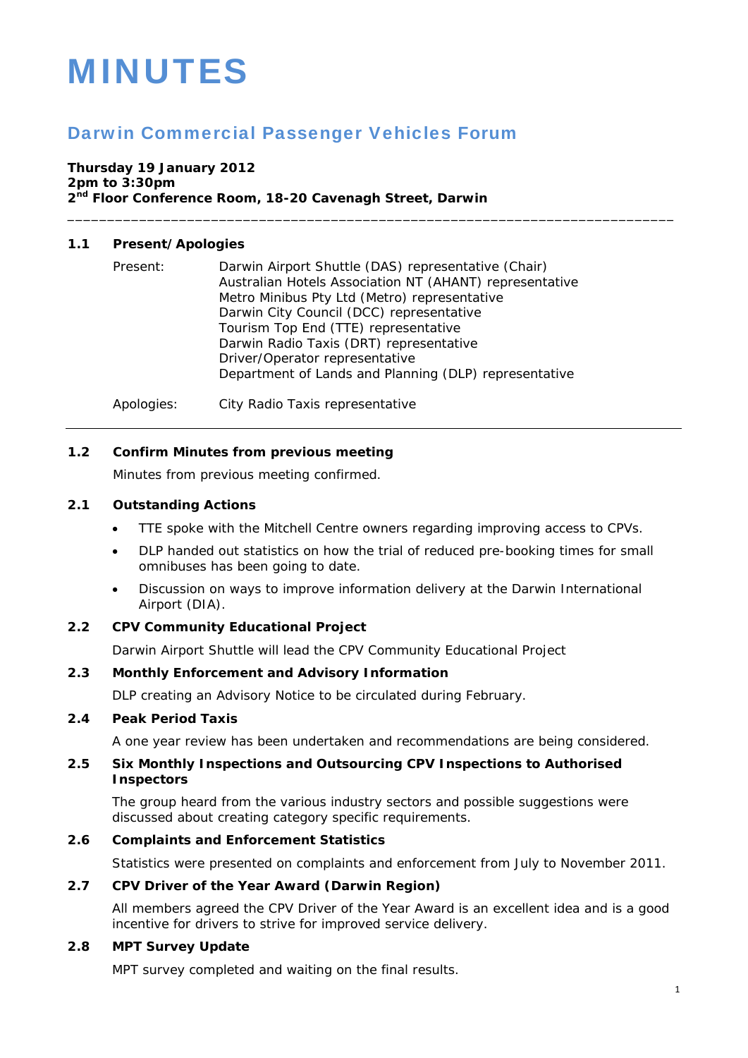# MINUTES

## Darwin Commercial Passenger Vehicles Forum

**Thursday 19 January 2012**
**2pm to 3:30pm**
**2nd Floor Conference Room, 18-20 Cavenagh Street, Darwin**

---

### 1.1 Present/Apologies

Present:
- Darwin Airport Shuttle (DAS) representative (Chair)
- Australian Hotels Association NT (AHANT) representative
- Metro Minibus Pty Ltd (Metro) representative
- Darwin City Council (DCC) representative
- Tourism Top End (TTE) representative
- Darwin Radio Taxis (DRT) representative
- Driver/Operator representative
- Department of Lands and Planning (DLP) representative

Apologies:
- City Radio Taxis representative

---

### 1.2 Confirm Minutes from previous meeting

Minutes from previous meeting confirmed.

### 2.1 Outstanding Actions

- TTE spoke with the Mitchell Centre owners regarding improving access to CPVs.
- DLP handed out statistics on how the trial of reduced pre-booking times for small omnibuses has been going to date.
- Discussion on ways to improve information delivery at the Darwin International Airport (DIA).

### 2.2 CPV Community Educational Project

Darwin Airport Shuttle will lead the CPV Community Educational Project

### 2.3 Monthly Enforcement and Advisory Information

DLP creating an Advisory Notice to be circulated during February.

### 2.4 Peak Period Taxis

A one year review has been undertaken and recommendations are being considered.

### 2.5 Six Monthly Inspections and Outsourcing CPV Inspections to Authorised Inspectors

The group heard from the various industry sectors and possible suggestions were discussed about creating category specific requirements.

### 2.6 Complaints and Enforcement Statistics

Statistics were presented on complaints and enforcement from July to November 2011.

### 2.7 CPV Driver of the Year Award (Darwin Region)

All members agreed the CPV Driver of the Year Award is an excellent idea and is a good incentive for drivers to strive for improved service delivery.

### 2.8 MPT Survey Update

MPT survey completed and waiting on the final results.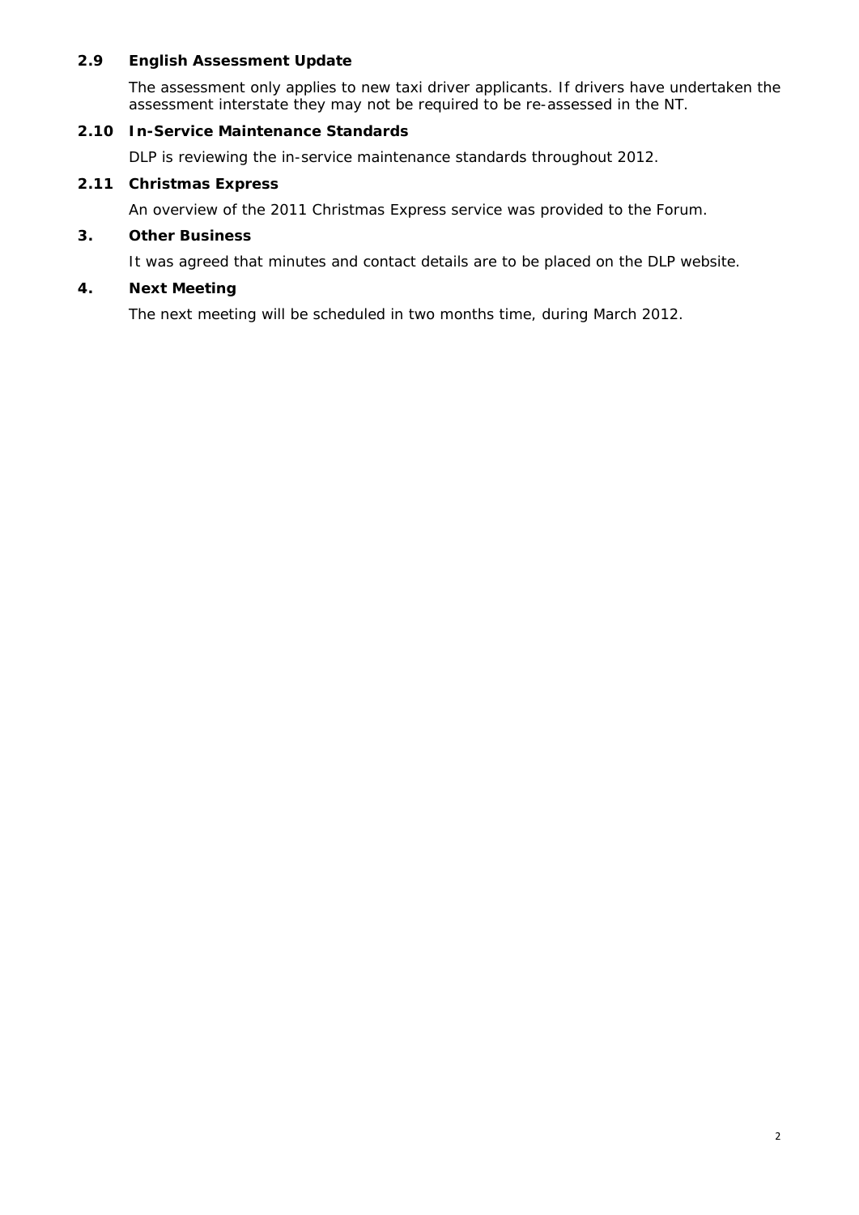### 2.9 English Assessment Update

The assessment only applies to new taxi driver applicants. If drivers have undertaken the assessment interstate they may not be required to be re-assessed in the NT.

### 2.10 In-Service Maintenance Standards

DLP is reviewing the in-service maintenance standards throughout 2012.

### 2.11 Christmas Express

An overview of the 2011 Christmas Express service was provided to the Forum.

## 3. Other Business

It was agreed that minutes and contact details are to be placed on the DLP website.

## 4. Next Meeting

The next meeting will be scheduled in two months time, during March 2012.